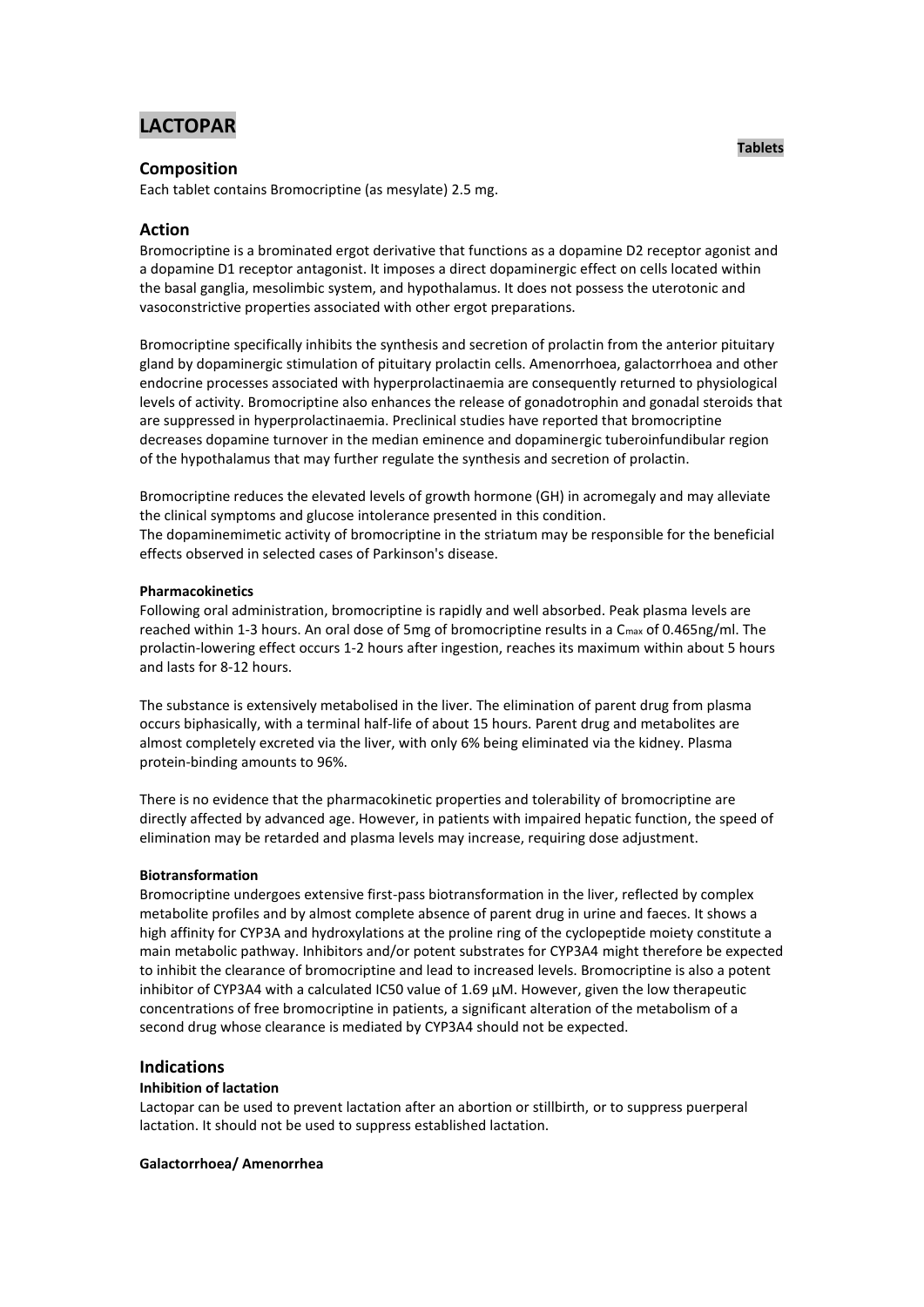# LACTOPAR

**Tablets**

## Composition

Each tablet contains Bromocriptine (as mesylate) 2.5 mg.

## Action

Bromocriptine is a brominated ergot derivative that functions as a dopamine D2 receptor agonist and a dopamine D1 receptor antagonist. It imposes a direct dopaminergic effect on cells located within the basal ganglia, mesolimbic system, and hypothalamus. It does not possess the uterotonic and vasoconstrictive properties associated with other ergot preparations.

Bromocriptine specifically inhibits the synthesis and secretion of prolactin from the anterior pituitary gland by dopaminergic stimulation of pituitary prolactin cells. Amenorrhoea, galactorrhoea and other endocrine processes associated with hyperprolactinaemia are consequently returned to physiological levels of activity. Bromocriptine also enhances the release of gonadotrophin and gonadal steroids that are suppressed in hyperprolactinaemia. Preclinical studies have reported that bromocriptine decreases dopamine turnover in the median eminence and dopaminergic tuberoinfundibular region of the hypothalamus that may further regulate the synthesis and secretion of prolactin.

Bromocriptine reduces the elevated levels of growth hormone (GH) in acromegaly and may alleviate the clinical symptoms and glucose intolerance presented in this condition.
The dopaminemimetic activity of bromocriptine in the striatum may be responsible for the beneficial effects observed in selected cases of Parkinson's disease.

#### Pharmacokinetics

Following oral administration, bromocriptine is rapidly and well absorbed. Peak plasma levels are reached within 1-3 hours. An oral dose of 5mg of bromocriptine results in a $C_{max}$ of 0.465ng/ml. The prolactin-lowering effect occurs 1-2 hours after ingestion, reaches its maximum within about 5 hours and lasts for 8-12 hours.

The substance is extensively metabolised in the liver. The elimination of parent drug from plasma occurs biphasically, with a terminal half-life of about 15 hours. Parent drug and metabolites are almost completely excreted via the liver, with only 6% being eliminated via the kidney. Plasma protein-binding amounts to 96%.

There is no evidence that the pharmacokinetic properties and tolerability of bromocriptine are directly affected by advanced age. However, in patients with impaired hepatic function, the speed of elimination may be retarded and plasma levels may increase, requiring dose adjustment.

#### Biotransformation

Bromocriptine undergoes extensive first-pass biotransformation in the liver, reflected by complex metabolite profiles and by almost complete absence of parent drug in urine and faeces. It shows a high affinity for CYP3A and hydroxylations at the proline ring of the cyclopeptide moiety constitute a main metabolic pathway. Inhibitors and/or potent substrates for CYP3A4 might therefore be expected to inhibit the clearance of bromocriptine and lead to increased levels. Bromocriptine is also a potent inhibitor of CYP3A4 with a calculated IC50 value of 1.69 µM. However, given the low therapeutic concentrations of free bromocriptine in patients, a significant alteration of the metabolism of a second drug whose clearance is mediated by CYP3A4 should not be expected.

## Indications

#### Inhibition of lactation

Lactopar can be used to prevent lactation after an abortion or stillbirth, or to suppress puerperal lactation. It should not be used to suppress established lactation.

#### Galactorrhoea/ Amenorrhea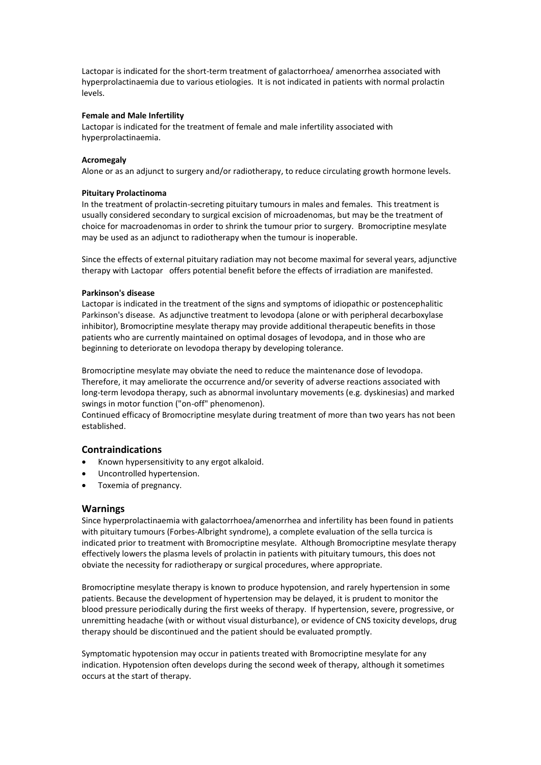Lactopar is indicated for the short-term treatment of galactorrhoea/ amenorrhea associated with hyperprolactinaemia due to various etiologies. It is not indicated in patients with normal prolactin levels.

**Female and Male Infertility**

Lactopar is indicated for the treatment of female and male infertility associated with hyperprolactinaemia.

**Acromegaly**

Alone or as an adjunct to surgery and/or radiotherapy, to reduce circulating growth hormone levels.

**Pituitary Prolactinoma**

In the treatment of prolactin-secreting pituitary tumours in males and females. This treatment is usually considered secondary to surgical excision of microadenomas, but may be the treatment of choice for macroadenomas in order to shrink the tumour prior to surgery. Bromocriptine mesylate may be used as an adjunct to radiotherapy when the tumour is inoperable.

Since the effects of external pituitary radiation may not become maximal for several years, adjunctive therapy with Lactopar offers potential benefit before the effects of irradiation are manifested.

**Parkinson's disease**

Lactopar is indicated in the treatment of the signs and symptoms of idiopathic or postencephalitic Parkinson's disease. As adjunctive treatment to levodopa (alone or with peripheral decarboxylase inhibitor), Bromocriptine mesylate therapy may provide additional therapeutic benefits in those patients who are currently maintained on optimal dosages of levodopa, and in those who are beginning to deteriorate on levodopa therapy by developing tolerance.

Bromocriptine mesylate may obviate the need to reduce the maintenance dose of levodopa. Therefore, it may ameliorate the occurrence and/or severity of adverse reactions associated with long-term levodopa therapy, such as abnormal involuntary movements (e.g. dyskinesias) and marked swings in motor function ("on-off" phenomenon).
Continued efficacy of Bromocriptine mesylate during treatment of more than two years has not been established.

## Contraindications

- Known hypersensitivity to any ergot alkaloid.
- Uncontrolled hypertension.
- Toxemia of pregnancy.

## Warnings

Since hyperprolactinaemia with galactorrhoea/amenorrhea and infertility has been found in patients with pituitary tumours (Forbes-Albright syndrome), a complete evaluation of the sella turcica is indicated prior to treatment with Bromocriptine mesylate. Although Bromocriptine mesylate therapy effectively lowers the plasma levels of prolactin in patients with pituitary tumours, this does not obviate the necessity for radiotherapy or surgical procedures, where appropriate.

Bromocriptine mesylate therapy is known to produce hypotension, and rarely hypertension in some patients. Because the development of hypertension may be delayed, it is prudent to monitor the blood pressure periodically during the first weeks of therapy. If hypertension, severe, progressive, or unremitting headache (with or without visual disturbance), or evidence of CNS toxicity develops, drug therapy should be discontinued and the patient should be evaluated promptly.

Symptomatic hypotension may occur in patients treated with Bromocriptine mesylate for any indication. Hypotension often develops during the second week of therapy, although it sometimes occurs at the start of therapy.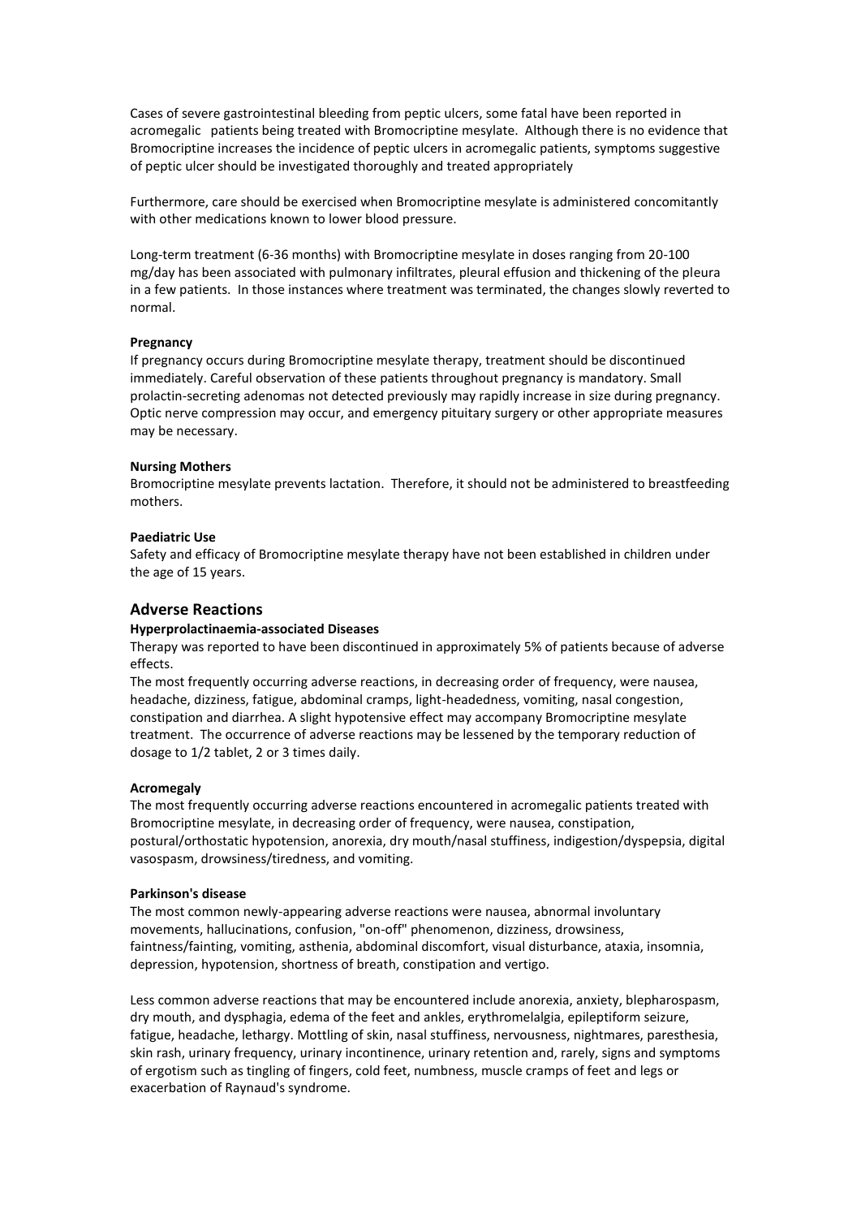Cases of severe gastrointestinal bleeding from peptic ulcers, some fatal have been reported in acromegalic patients being treated with Bromocriptine mesylate. Although there is no evidence that Bromocriptine increases the incidence of peptic ulcers in acromegalic patients, symptoms suggestive of peptic ulcer should be investigated thoroughly and treated appropriately

Furthermore, care should be exercised when Bromocriptine mesylate is administered concomitantly with other medications known to lower blood pressure.

Long-term treatment (6-36 months) with Bromocriptine mesylate in doses ranging from 20-100 mg/day has been associated with pulmonary infiltrates, pleural effusion and thickening of the pleura in a few patients. In those instances where treatment was terminated, the changes slowly reverted to normal.

**Pregnancy**

If pregnancy occurs during Bromocriptine mesylate therapy, treatment should be discontinued immediately. Careful observation of these patients throughout pregnancy is mandatory. Small prolactin-secreting adenomas not detected previously may rapidly increase in size during pregnancy. Optic nerve compression may occur, and emergency pituitary surgery or other appropriate measures may be necessary.

**Nursing Mothers**

Bromocriptine mesylate prevents lactation. Therefore, it should not be administered to breastfeeding mothers.

**Paediatric Use**

Safety and efficacy of Bromocriptine mesylate therapy have not been established in children under the age of 15 years.

## Adverse Reactions

**Hyperprolactinaemia-associated Diseases**

Therapy was reported to have been discontinued in approximately 5% of patients because of adverse effects.

The most frequently occurring adverse reactions, in decreasing order of frequency, were nausea, headache, dizziness, fatigue, abdominal cramps, light-headedness, vomiting, nasal congestion, constipation and diarrhea. A slight hypotensive effect may accompany Bromocriptine mesylate treatment. The occurrence of adverse reactions may be lessened by the temporary reduction of dosage to 1/2 tablet, 2 or 3 times daily.

**Acromegaly**

The most frequently occurring adverse reactions encountered in acromegalic patients treated with Bromocriptine mesylate, in decreasing order of frequency, were nausea, constipation, postural/orthostatic hypotension, anorexia, dry mouth/nasal stuffiness, indigestion/dyspepsia, digital vasospasm, drowsiness/tiredness, and vomiting.

**Parkinson's disease**

The most common newly-appearing adverse reactions were nausea, abnormal involuntary movements, hallucinations, confusion, "on-off" phenomenon, dizziness, drowsiness, faintness/fainting, vomiting, asthenia, abdominal discomfort, visual disturbance, ataxia, insomnia, depression, hypotension, shortness of breath, constipation and vertigo.

Less common adverse reactions that may be encountered include anorexia, anxiety, blepharospasm, dry mouth, and dysphagia, edema of the feet and ankles, erythromelalgia, epileptiform seizure, fatigue, headache, lethargy. Mottling of skin, nasal stuffiness, nervousness, nightmares, paresthesia, skin rash, urinary frequency, urinary incontinence, urinary retention and, rarely, signs and symptoms of ergotism such as tingling of fingers, cold feet, numbness, muscle cramps of feet and legs or exacerbation of Raynaud's syndrome.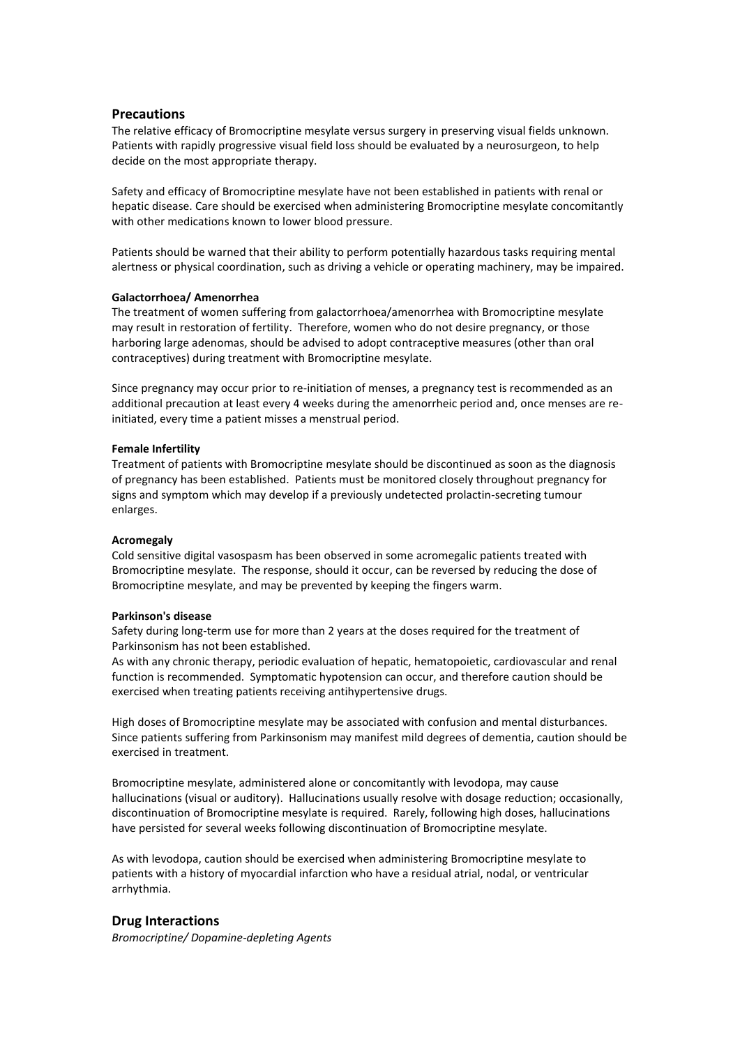## Precautions

The relative efficacy of Bromocriptine mesylate versus surgery in preserving visual fields unknown. Patients with rapidly progressive visual field loss should be evaluated by a neurosurgeon, to help decide on the most appropriate therapy.

Safety and efficacy of Bromocriptine mesylate have not been established in patients with renal or hepatic disease. Care should be exercised when administering Bromocriptine mesylate concomitantly with other medications known to lower blood pressure.

Patients should be warned that their ability to perform potentially hazardous tasks requiring mental alertness or physical coordination, such as driving a vehicle or operating machinery, may be impaired.

#### Galactorrhoea/ Amenorrhea

The treatment of women suffering from galactorrhoea/amenorrhea with Bromocriptine mesylate may result in restoration of fertility. Therefore, women who do not desire pregnancy, or those harboring large adenomas, should be advised to adopt contraceptive measures (other than oral contraceptives) during treatment with Bromocriptine mesylate.

Since pregnancy may occur prior to re-initiation of menses, a pregnancy test is recommended as an additional precaution at least every 4 weeks during the amenorrheic period and, once menses are re-initiated, every time a patient misses a menstrual period.

#### Female Infertility

Treatment of patients with Bromocriptine mesylate should be discontinued as soon as the diagnosis of pregnancy has been established. Patients must be monitored closely throughout pregnancy for signs and symptom which may develop if a previously undetected prolactin-secreting tumour enlarges.

#### Acromegaly

Cold sensitive digital vasospasm has been observed in some acromegalic patients treated with Bromocriptine mesylate. The response, should it occur, can be reversed by reducing the dose of Bromocriptine mesylate, and may be prevented by keeping the fingers warm.

#### Parkinson's disease

Safety during long-term use for more than 2 years at the doses required for the treatment of Parkinsonism has not been established.

As with any chronic therapy, periodic evaluation of hepatic, hematopoietic, cardiovascular and renal function is recommended. Symptomatic hypotension can occur, and therefore caution should be exercised when treating patients receiving antihypertensive drugs.

High doses of Bromocriptine mesylate may be associated with confusion and mental disturbances. Since patients suffering from Parkinsonism may manifest mild degrees of dementia, caution should be exercised in treatment.

Bromocriptine mesylate, administered alone or concomitantly with levodopa, may cause hallucinations (visual or auditory). Hallucinations usually resolve with dosage reduction; occasionally, discontinuation of Bromocriptine mesylate is required. Rarely, following high doses, hallucinations have persisted for several weeks following discontinuation of Bromocriptine mesylate.

As with levodopa, caution should be exercised when administering Bromocriptine mesylate to patients with a history of myocardial infarction who have a residual atrial, nodal, or ventricular arrhythmia.

## Drug Interactions

*Bromocriptine/ Dopamine-depleting Agents*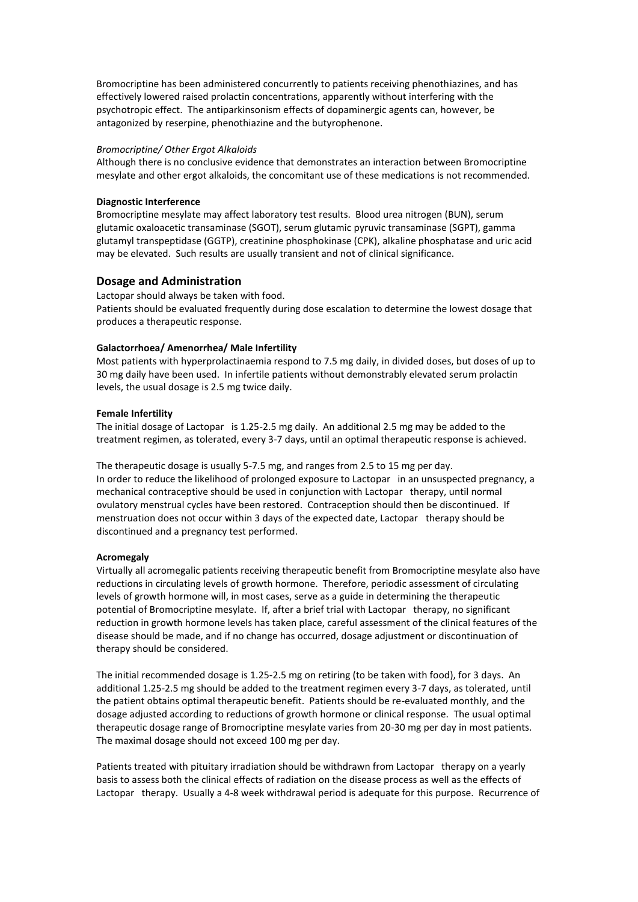Bromocriptine has been administered concurrently to patients receiving phenothiazines, and has effectively lowered raised prolactin concentrations, apparently without interfering with the psychotropic effect. The antiparkinsonism effects of dopaminergic agents can, however, be antagonized by reserpine, phenothiazine and the butyrophenone.

*Bromocriptine/ Other Ergot Alkaloids*

Although there is no conclusive evidence that demonstrates an interaction between Bromocriptine mesylate and other ergot alkaloids, the concomitant use of these medications is not recommended.

**Diagnostic Interference**

Bromocriptine mesylate may affect laboratory test results. Blood urea nitrogen (BUN), serum glutamic oxaloacetic transaminase (SGOT), serum glutamic pyruvic transaminase (SGPT), gamma glutamyl transpeptidase (GGTP), creatinine phosphokinase (CPK), alkaline phosphatase and uric acid may be elevated. Such results are usually transient and not of clinical significance.

## Dosage and Administration

Lactopar should always be taken with food.

Patients should be evaluated frequently during dose escalation to determine the lowest dosage that produces a therapeutic response.

**Galactorrhoea/ Amenorrhea/ Male Infertility**

Most patients with hyperprolactinaemia respond to 7.5 mg daily, in divided doses, but doses of up to 30 mg daily have been used. In infertile patients without demonstrably elevated serum prolactin levels, the usual dosage is 2.5 mg twice daily.

**Female Infertility**

The initial dosage of Lactopar is 1.25-2.5 mg daily. An additional 2.5 mg may be added to the treatment regimen, as tolerated, every 3-7 days, until an optimal therapeutic response is achieved.

The therapeutic dosage is usually 5-7.5 mg, and ranges from 2.5 to 15 mg per day.

In order to reduce the likelihood of prolonged exposure to Lactopar in an unsuspected pregnancy, a mechanical contraceptive should be used in conjunction with Lactopar therapy, until normal ovulatory menstrual cycles have been restored. Contraception should then be discontinued. If menstruation does not occur within 3 days of the expected date, Lactopar therapy should be discontinued and a pregnancy test performed.

**Acromegaly**

Virtually all acromegalic patients receiving therapeutic benefit from Bromocriptine mesylate also have reductions in circulating levels of growth hormone. Therefore, periodic assessment of circulating levels of growth hormone will, in most cases, serve as a guide in determining the therapeutic potential of Bromocriptine mesylate. If, after a brief trial with Lactopar therapy, no significant reduction in growth hormone levels has taken place, careful assessment of the clinical features of the disease should be made, and if no change has occurred, dosage adjustment or discontinuation of therapy should be considered.

The initial recommended dosage is 1.25-2.5 mg on retiring (to be taken with food), for 3 days. An additional 1.25-2.5 mg should be added to the treatment regimen every 3-7 days, as tolerated, until the patient obtains optimal therapeutic benefit. Patients should be re-evaluated monthly, and the dosage adjusted according to reductions of growth hormone or clinical response. The usual optimal therapeutic dosage range of Bromocriptine mesylate varies from 20-30 mg per day in most patients. The maximal dosage should not exceed 100 mg per day.

Patients treated with pituitary irradiation should be withdrawn from Lactopar therapy on a yearly basis to assess both the clinical effects of radiation on the disease process as well as the effects of Lactopar therapy. Usually a 4-8 week withdrawal period is adequate for this purpose. Recurrence of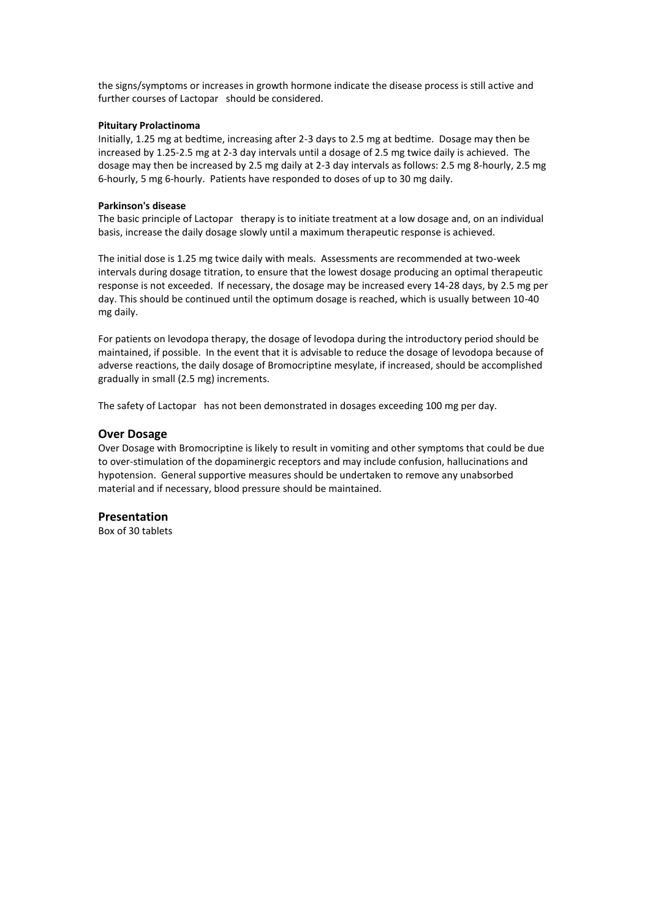the signs/symptoms or increases in growth hormone indicate the disease process is still active and further courses of Lactopar should be considered.

**Pituitary Prolactinoma**

Initially, 1.25 mg at bedtime, increasing after 2-3 days to 2.5 mg at bedtime. Dosage may then be increased by 1.25-2.5 mg at 2-3 day intervals until a dosage of 2.5 mg twice daily is achieved. The dosage may then be increased by 2.5 mg daily at 2-3 day intervals as follows: 2.5 mg 8-hourly, 2.5 mg 6-hourly, 5 mg 6-hourly. Patients have responded to doses of up to 30 mg daily.

**Parkinson's disease**

The basic principle of Lactopar therapy is to initiate treatment at a low dosage and, on an individual basis, increase the daily dosage slowly until a maximum therapeutic response is achieved.

The initial dose is 1.25 mg twice daily with meals. Assessments are recommended at two-week intervals during dosage titration, to ensure that the lowest dosage producing an optimal therapeutic response is not exceeded. If necessary, the dosage may be increased every 14-28 days, by 2.5 mg per day. This should be continued until the optimum dosage is reached, which is usually between 10-40 mg daily.

For patients on levodopa therapy, the dosage of levodopa during the introductory period should be maintained, if possible. In the event that it is advisable to reduce the dosage of levodopa because of adverse reactions, the daily dosage of Bromocriptine mesylate, if increased, should be accomplished gradually in small (2.5 mg) increments.

The safety of Lactopar has not been demonstrated in dosages exceeding 100 mg per day.

## Over Dosage

Over Dosage with Bromocriptine is likely to result in vomiting and other symptoms that could be due to over-stimulation of the dopaminergic receptors and may include confusion, hallucinations and hypotension. General supportive measures should be undertaken to remove any unabsorbed material and if necessary, blood pressure should be maintained.

## Presentation

Box of 30 tablets